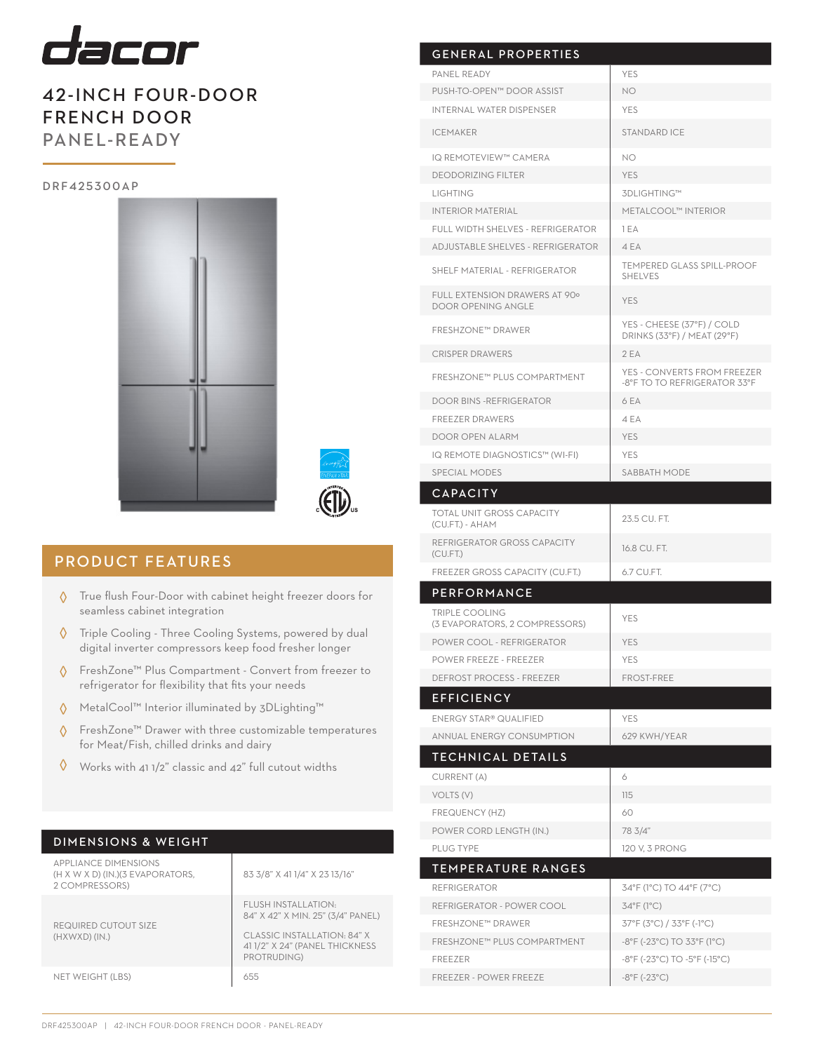# dacor

## 42-INCH FOUR-DOOR FRENCH DOOR PANEL-READY

DRF425300AP

## PRODUCT FEATURES

- True flush Four-Door with cabinet height freezer doors for seamless cabinet integration
- Triple Cooling - Three Cooling Systems, powered by dual digital inverter compressors keep food fresher longer
- FreshZone™ Plus Compartment - Convert from freezer to refrigerator for flexibility that fits your needs
- MetalCool™ Interior illuminated by 3DLighting™
- FreshZone™ Drawer with three customizable temperatures for Meat/Fish, chilled drinks and dairy
- Works with 41 1/2" classic and 42" full cutout widths

## DIMENSIONS & WEIGHT

| | |
|---|---|
| APPLIANCE DIMENSIONS (H X W X D) (IN.)(3 EVAPORATORS, 2 COMPRESSORS) | 83 3/8" X 41 1/4" X 23 13/16" |
| REQUIRED CUTOUT SIZE (HXWXD) (IN.) | FLUSH INSTALLATION: 84" X 42" X MIN. 25" (3/4" PANEL)<br>CLASSIC INSTALLATION: 84" X 41 1/2" X 24" (PANEL THICKNESS PROTRUDING) |
| NET WEIGHT (LBS) | 655 |

## GENERAL PROPERTIES

| | |
|---|---|
| PANEL READY | YES |
| PUSH-TO-OPEN™ DOOR ASSIST | NO |
| INTERNAL WATER DISPENSER | YES |
| ICEMAKER | STANDARD ICE |
| IQ REMOTEVIEW™ CAMERA | NO |
| DEODORIZING FILTER | YES |
| LIGHTING | 3DLIGHTING™ |
| INTERIOR MATERIAL | METALCOOL™ INTERIOR |
| FULL WIDTH SHELVES - REFRIGERATOR | 1 EA |
| ADJUSTABLE SHELVES - REFRIGERATOR | 4 EA |
| SHELF MATERIAL - REFRIGERATOR | TEMPERED GLASS SPILL-PROOF SHELVES |
| FULL EXTENSION DRAWERS AT 90º DOOR OPENING ANGLE | YES |
| FRESHZONE™ DRAWER | YES - CHEESE (37°F) / COLD DRINKS (33°F) / MEAT (29°F) |
| CRISPER DRAWERS | 2 EA |
| FRESHZONE™ PLUS COMPARTMENT | YES - CONVERTS FROM FREEZER -8°F TO TO REFRIGERATOR 33°F |
| DOOR BINS -REFRIGERATOR | 6 EA |
| FREEZER DRAWERS | 4 EA |
| DOOR OPEN ALARM | YES |
| IQ REMOTE DIAGNOSTICS™ (WI-FI) | YES |
| SPECIAL MODES | SABBATH MODE |

## CAPACITY

| | |
|---|---|
| TOTAL UNIT GROSS CAPACITY (CU.FT.) - AHAM | 23.5 CU. FT. |
| REFRIGERATOR GROSS CAPACITY (CU.FT.) | 16.8 CU. FT. |
| FREEZER GROSS CAPACITY (CU.FT.) | 6.7 CU.FT. |

## PERFORMANCE

| | |
|---|---|
| TRIPLE COOLING (3 EVAPORATORS, 2 COMPRESSORS) | YES |
| POWER COOL - REFRIGERATOR | YES |
| POWER FREEZE - FREEZER | YES |
| DEFROST PROCESS - FREEZER | FROST-FREE |

## EFFICIENCY

| | |
|---|---|
| ENERGY STAR® QUALIFIED | YES |
| ANNUAL ENERGY CONSUMPTION | 629 KWH/YEAR |

## TECHNICAL DETAILS

| | |
|---|---|
| CURRENT (A) | 6 |
| VOLTS (V) | 115 |
| FREQUENCY (HZ) | 60 |
| POWER CORD LENGTH (IN.) | 78 3/4" |
| PLUG TYPE | 120 V, 3 PRONG |

## TEMPERATURE RANGES

| | |
|---|---|
| REFRIGERATOR | 34°F (1°C) TO 44°F (7°C) |
| REFRIGERATOR - POWER COOL | 34°F (1°C) |
| FRESHZONE™ DRAWER | 37°F (3°C) / 33°F (-1°C) |
| FRESHZONE™ PLUS COMPARTMENT | -8°F (-23°C) TO 33°F (1°C) |
| FREEZER | -8°F (-23°C) TO -5°F (-15°C) |
| FREEZER - POWER FREEZE | -8°F (-23°C) |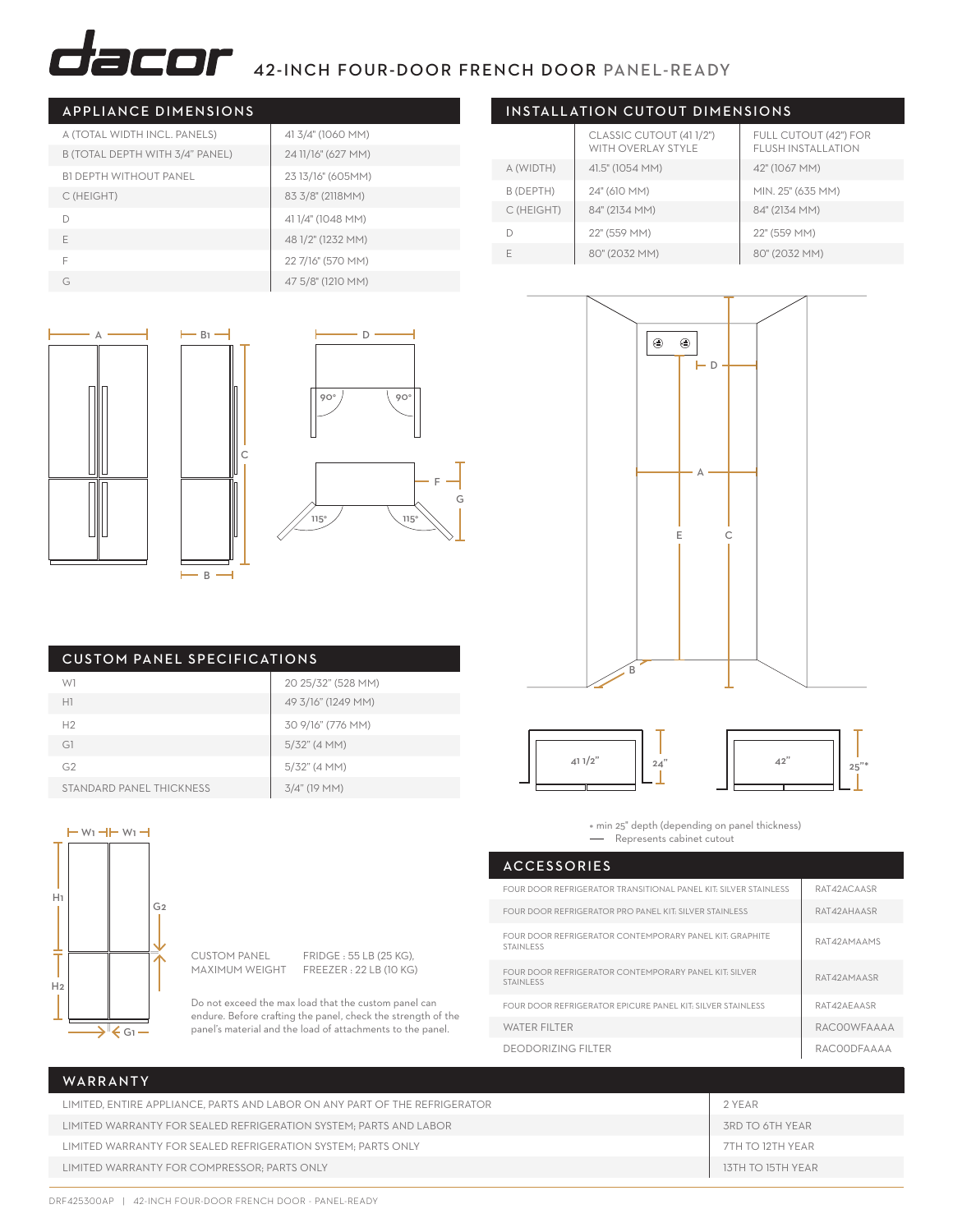# dacor 42-INCH FOUR-DOOR FRENCH DOOR PANEL-READY

## APPLIANCE DIMENSIONS

| | |
|---|---|
| A (TOTAL WIDTH INCL. PANELS) | 41 3/4" (1060 MM) |
| B (TOTAL DEPTH WITH 3/4" PANEL) | 24 11/16" (627 MM) |
| B1 DEPTH WITHOUT PANEL | 23 13/16" (605MM) |
| C (HEIGHT) | 83 3/8" (2118MM) |
| D | 41 1/4" (1048 MM) |
| E | 48 1/2" (1232 MM) |
| F | 22 7/16" (570 MM) |
| G | 47 5/8" (1210 MM) |

A
B1
B
C
D
90°
90°
F
G
115°
115°

## INSTALLATION CUTOUT DIMENSIONS

| | CLASSIC CUTOUT (41 1/2") WITH OVERLAY STYLE | FULL CUTOUT (42") FOR FLUSH INSTALLATION |
|---|---|---|
| A (WIDTH) | 41.5" (1054 MM) | 42" (1067 MM) |
| B (DEPTH) | 24" (610 MM) | MIN. 25" (635 MM) |
| C (HEIGHT) | 84" (2134 MM) | 84" (2134 MM) |
| D | 22" (559 MM) | 22" (559 MM) |
| E | 80" (2032 MM) | 80" (2032 MM) |

D
A
E
C
B

41 1/2"
24"
42"
25"*

* min 25" depth (depending on panel thickness)
— Represents cabinet cutout

## CUSTOM PANEL SPECIFICATIONS

| | |
|---|---|
| W1 | 20 25/32" (528 MM) |
| H1 | 49 3/16" (1249 MM) |
| H2 | 30 9/16" (776 MM) |
| G1 | 5/32" (4 MM) |
| G2 | 5/32" (4 MM) |
| STANDARD PANEL THICKNESS | 3/4" (19 MM) |

W1
W1
H1
H2
G2
G1

| | |
|---|---|
| CUSTOM PANEL MAXIMUM WEIGHT | FRIDGE : 55 LB (25 KG), FREEZER : 22 LB (10 KG) |

Do not exceed the max load that the custom panel can endure. Before crafting the panel, check the strength of the panel's material and the load of attachments to the panel.

## ACCESSORIES

| | |
|---|---|
| FOUR DOOR REFRIGERATOR TRANSITIONAL PANEL KIT: SILVER STAINLESS | RAT42ACAASR |
| FOUR DOOR REFRIGERATOR PRO PANEL KIT: SILVER STAINLESS | RAT42AHAASR |
| FOUR DOOR REFRIGERATOR CONTEMPORARY PANEL KIT: GRAPHITE STAINLESS | RAT42AMAAMS |
| FOUR DOOR REFRIGERATOR CONTEMPORARY PANEL KIT: SILVER STAINLESS | RAT42AMAASR |
| FOUR DOOR REFRIGERATOR EPICURE PANEL KIT: SILVER STAINLESS | RAT42AEAASR |
| WATER FILTER | RACOOWFAAAA |
| DEODORIZING FILTER | RACOODFAAAA |

## WARRANTY

| | |
|---|---|
| LIMITED, ENTIRE APPLIANCE, PARTS AND LABOR ON ANY PART OF THE REFRIGERATOR | 2 YEAR |
| LIMITED WARRANTY FOR SEALED REFRIGERATION SYSTEM; PARTS AND LABOR | 3RD TO 6TH YEAR |
| LIMITED WARRANTY FOR SEALED REFRIGERATION SYSTEM; PARTS ONLY | 7TH TO 12TH YEAR |
| LIMITED WARRANTY FOR COMPRESSOR; PARTS ONLY | 13TH TO 15TH YEAR |